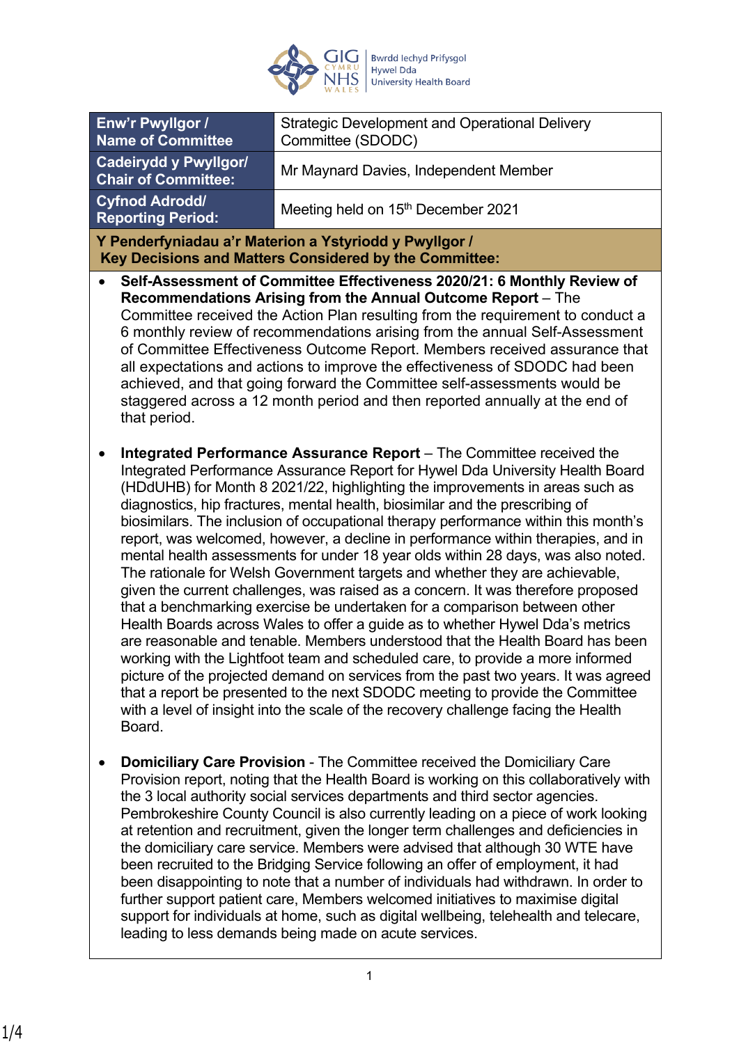| Enw'r Pwyllgor / Name of Committee | Strategic Development and Operational Delivery Committee (SDODC) |
| --- | --- |
| Cadeirydd y Pwyllgor/ Chair of Committee: | Mr Maynard Davies, Independent Member |
| Cyfnod Adrodd/ Reporting Period: | Meeting held on 15th December 2021 |

**Y Penderfyniadau a'r Materion a Ystyriodd y Pwyllgor / Key Decisions and Matters Considered by the Committee:**

- **Self-Assessment of Committee Effectiveness 2020/21: 6 Monthly Review of Recommendations Arising from the Annual Outcome Report** – The Committee received the Action Plan resulting from the requirement to conduct a 6 monthly review of recommendations arising from the annual Self-Assessment of Committee Effectiveness Outcome Report. Members received assurance that all expectations and actions to improve the effectiveness of SDODC had been achieved, and that going forward the Committee self-assessments would be staggered across a 12 month period and then reported annually at the end of that period.

- **Integrated Performance Assurance Report** – The Committee received the Integrated Performance Assurance Report for Hywel Dda University Health Board (HDdUHB) for Month 8 2021/22, highlighting the improvements in areas such as diagnostics, hip fractures, mental health, biosimilar and the prescribing of biosimilars. The inclusion of occupational therapy performance within this month's report, was welcomed, however, a decline in performance within therapies, and in mental health assessments for under 18 year olds within 28 days, was also noted. The rationale for Welsh Government targets and whether they are achievable, given the current challenges, was raised as a concern. It was therefore proposed that a benchmarking exercise be undertaken for a comparison between other Health Boards across Wales to offer a guide as to whether Hywel Dda's metrics are reasonable and tenable. Members understood that the Health Board has been working with the Lightfoot team and scheduled care, to provide a more informed picture of the projected demand on services from the past two years. It was agreed that a report be presented to the next SDODC meeting to provide the Committee with a level of insight into the scale of the recovery challenge facing the Health Board.

- **Domiciliary Care Provision** - The Committee received the Domiciliary Care Provision report, noting that the Health Board is working on this collaboratively with the 3 local authority social services departments and third sector agencies. Pembrokeshire County Council is also currently leading on a piece of work looking at retention and recruitment, given the longer term challenges and deficiencies in the domiciliary care service. Members were advised that although 30 WTE have been recruited to the Bridging Service following an offer of employment, it had been disappointing to note that a number of individuals had withdrawn. In order to further support patient care, Members welcomed initiatives to maximise digital support for individuals at home, such as digital wellbeing, telehealth and telecare, leading to less demands being made on acute services.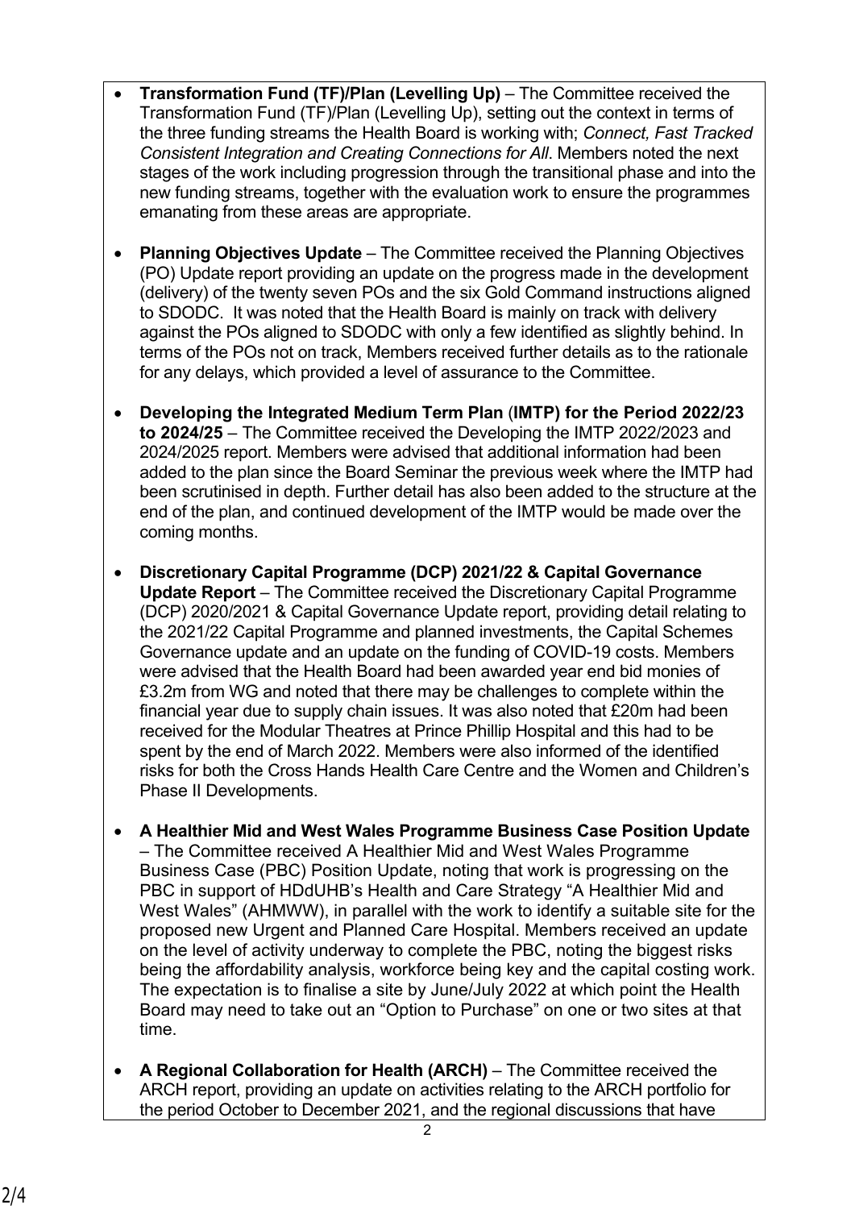- **Transformation Fund (TF)/Plan (Levelling Up)** – The Committee received the Transformation Fund (TF)/Plan (Levelling Up), setting out the context in terms of the three funding streams the Health Board is working with; *Connect, Fast Tracked Consistent Integration and Creating Connections for All*. Members noted the next stages of the work including progression through the transitional phase and into the new funding streams, together with the evaluation work to ensure the programmes emanating from these areas are appropriate.

- **Planning Objectives Update** – The Committee received the Planning Objectives (PO) Update report providing an update on the progress made in the development (delivery) of the twenty seven POs and the six Gold Command instructions aligned to SDODC. It was noted that the Health Board is mainly on track with delivery against the POs aligned to SDODC with only a few identified as slightly behind. In terms of the POs not on track, Members received further details as to the rationale for any delays, which provided a level of assurance to the Committee.

- **Developing the Integrated Medium Term Plan (IMTP) for the Period 2022/23 to 2024/25** – The Committee received the Developing the IMTP 2022/2023 and 2024/2025 report. Members were advised that additional information had been added to the plan since the Board Seminar the previous week where the IMTP had been scrutinised in depth. Further detail has also been added to the structure at the end of the plan, and continued development of the IMTP would be made over the coming months.

- **Discretionary Capital Programme (DCP) 2021/22 & Capital Governance Update Report** – The Committee received the Discretionary Capital Programme (DCP) 2020/2021 & Capital Governance Update report, providing detail relating to the 2021/22 Capital Programme and planned investments, the Capital Schemes Governance update and an update on the funding of COVID-19 costs. Members were advised that the Health Board had been awarded year end bid monies of £3.2m from WG and noted that there may be challenges to complete within the financial year due to supply chain issues. It was also noted that £20m had been received for the Modular Theatres at Prince Phillip Hospital and this had to be spent by the end of March 2022. Members were also informed of the identified risks for both the Cross Hands Health Care Centre and the Women and Children's Phase II Developments.

- **A Healthier Mid and West Wales Programme Business Case Position Update** – The Committee received A Healthier Mid and West Wales Programme Business Case (PBC) Position Update, noting that work is progressing on the PBC in support of HDdUHB's Health and Care Strategy "A Healthier Mid and West Wales" (AHMWW), in parallel with the work to identify a suitable site for the proposed new Urgent and Planned Care Hospital. Members received an update on the level of activity underway to complete the PBC, noting the biggest risks being the affordability analysis, workforce being key and the capital costing work. The expectation is to finalise a site by June/July 2022 at which point the Health Board may need to take out an "Option to Purchase" on one or two sites at that time.

- **A Regional Collaboration for Health (ARCH)** – The Committee received the ARCH report, providing an update on activities relating to the ARCH portfolio for the period October to December 2021, and the regional discussions that have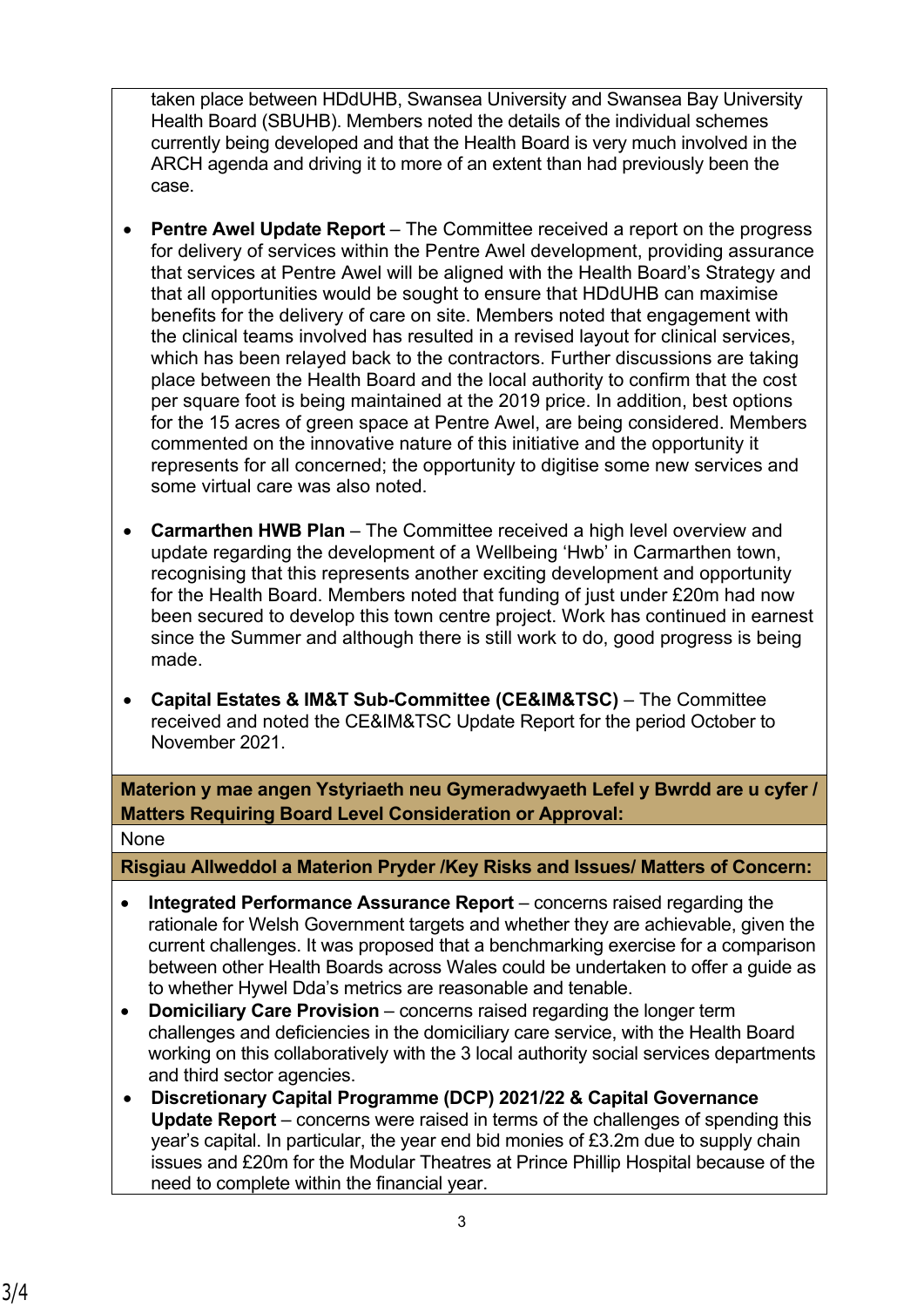taken place between HDdUHB, Swansea University and Swansea Bay University Health Board (SBUHB). Members noted the details of the individual schemes currently being developed and that the Health Board is very much involved in the ARCH agenda and driving it to more of an extent than had previously been the case.

- **Pentre Awel Update Report** – The Committee received a report on the progress for delivery of services within the Pentre Awel development, providing assurance that services at Pentre Awel will be aligned with the Health Board's Strategy and that all opportunities would be sought to ensure that HDdUHB can maximise benefits for the delivery of care on site. Members noted that engagement with the clinical teams involved has resulted in a revised layout for clinical services, which has been relayed back to the contractors. Further discussions are taking place between the Health Board and the local authority to confirm that the cost per square foot is being maintained at the 2019 price. In addition, best options for the 15 acres of green space at Pentre Awel, are being considered. Members commented on the innovative nature of this initiative and the opportunity it represents for all concerned; the opportunity to digitise some new services and some virtual care was also noted.

- **Carmarthen HWB Plan** – The Committee received a high level overview and update regarding the development of a Wellbeing 'Hwb' in Carmarthen town, recognising that this represents another exciting development and opportunity for the Health Board. Members noted that funding of just under £20m had now been secured to develop this town centre project. Work has continued in earnest since the Summer and although there is still work to do, good progress is being made.

- **Capital Estates & IM&T Sub-Committee (CE&IM&TSC)** – The Committee received and noted the CE&IM&TSC Update Report for the period October to November 2021.

**Materion y mae angen Ystyriaeth neu Gymeradwyaeth Lefel y Bwrdd are u cyfer / Matters Requiring Board Level Consideration or Approval:**

None

**Risgiau Allweddol a Materion Pryder /Key Risks and Issues/ Matters of Concern:**

- **Integrated Performance Assurance Report** – concerns raised regarding the rationale for Welsh Government targets and whether they are achievable, given the current challenges. It was proposed that a benchmarking exercise for a comparison between other Health Boards across Wales could be undertaken to offer a guide as to whether Hywel Dda's metrics are reasonable and tenable.
- **Domiciliary Care Provision** – concerns raised regarding the longer term challenges and deficiencies in the domiciliary care service, with the Health Board working on this collaboratively with the 3 local authority social services departments and third sector agencies.
- **Discretionary Capital Programme (DCP) 2021/22 & Capital Governance Update Report** – concerns were raised in terms of the challenges of spending this year's capital. In particular, the year end bid monies of £3.2m due to supply chain issues and £20m for the Modular Theatres at Prince Phillip Hospital because of the need to complete within the financial year.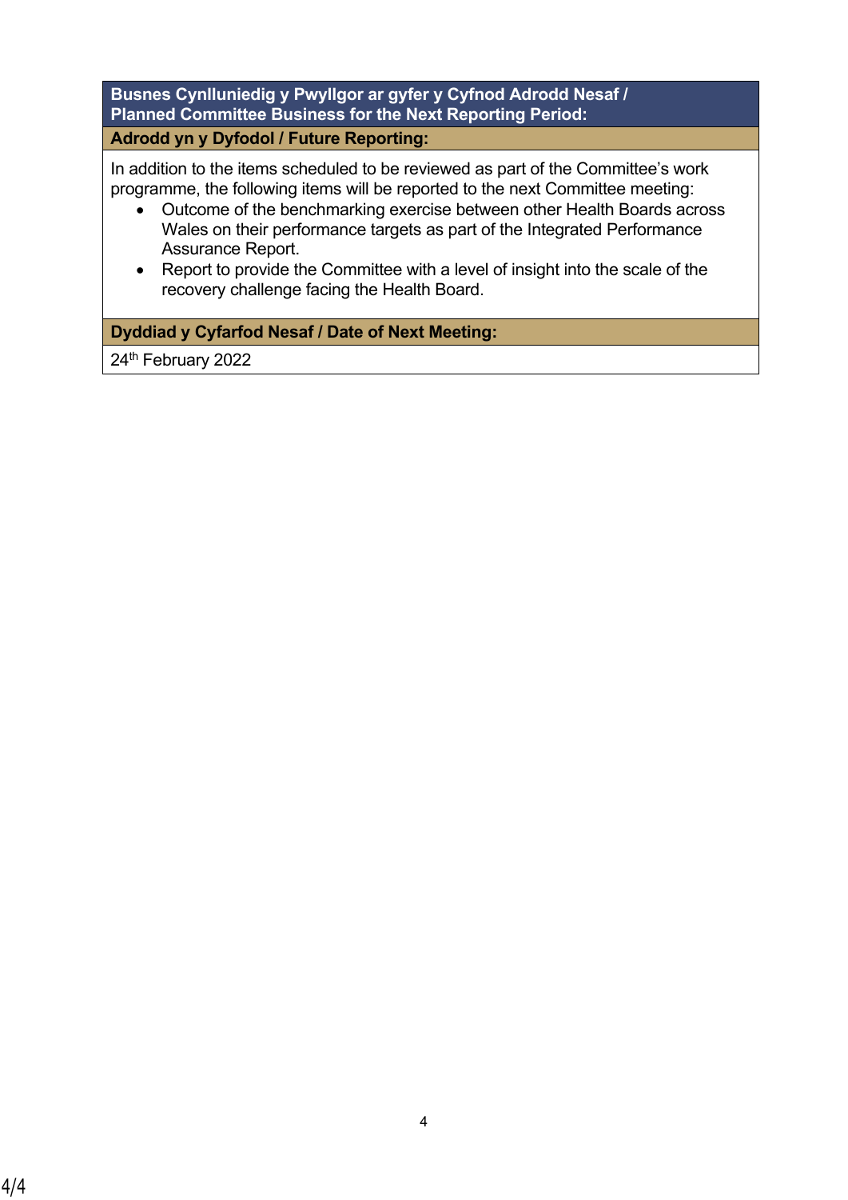| Busnes Cynlluniedig y Pwyllgor ar gyfer y Cyfnod Adrodd Nesaf / Planned Committee Business for the Next Reporting Period: |
| --- |
| **Adrodd yn y Dyfodol / Future Reporting:** |
| In addition to the items scheduled to be reviewed as part of the Committee's work programme, the following items will be reported to the next Committee meeting:<br>• Outcome of the benchmarking exercise between other Health Boards across Wales on their performance targets as part of the Integrated Performance Assurance Report.<br>• Report to provide the Committee with a level of insight into the scale of the recovery challenge facing the Health Board. |
| **Dyddiad y Cyfarfod Nesaf / Date of Next Meeting:** |
| 24th February 2022 |